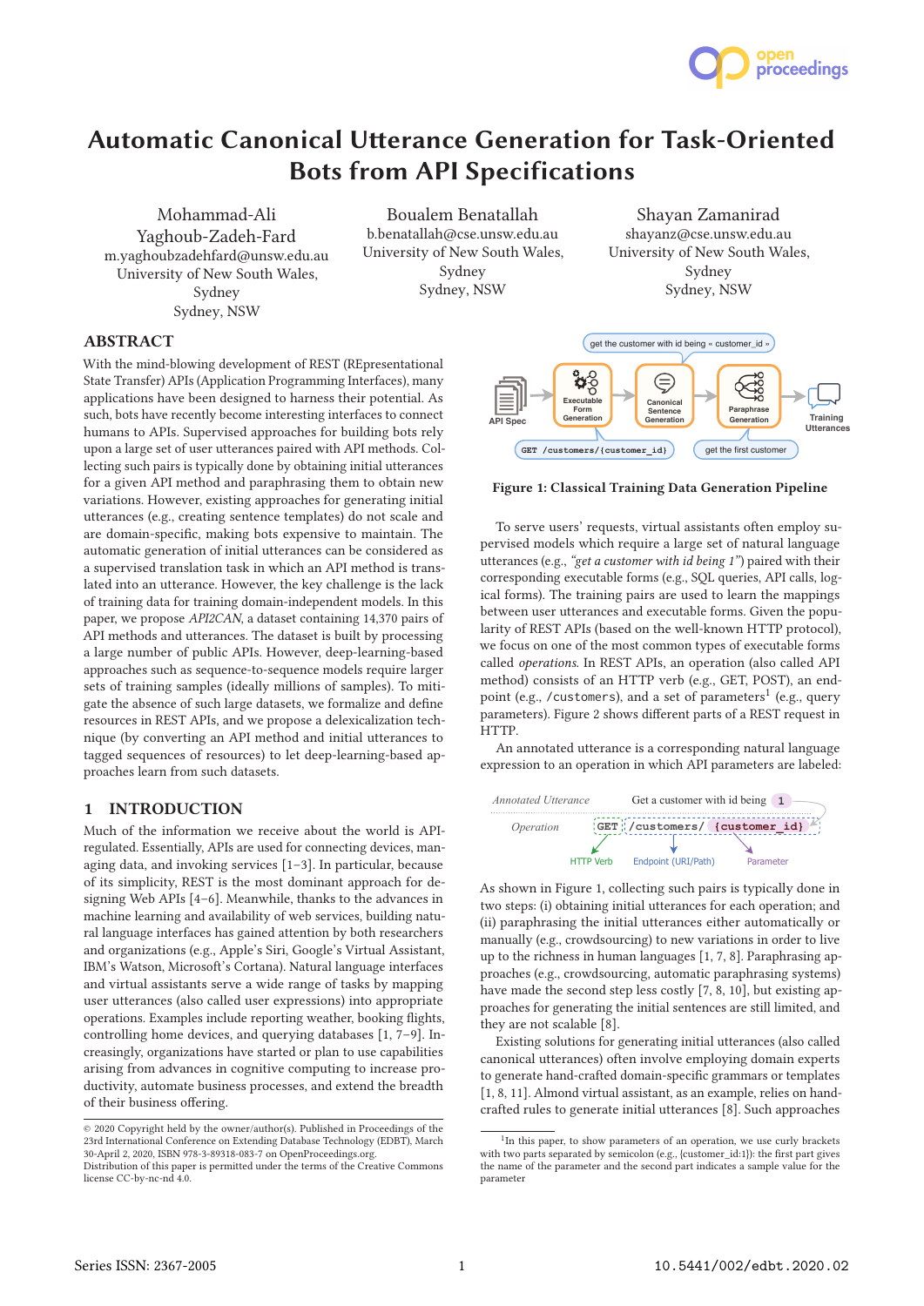// Automatic Canonical Utterance Generation for Task-Oriented Bots from API Specifications

Mohammad-Ali Yaghoub-Zadeh-Fard
m.yaghoubzadehfard@unsw.edu.au
University of New South Wales, Sydney
Sydney, NSW

Boualem Benatallah
b.benatallah@cse.unsw.edu.au
University of New South Wales, Sydney
Sydney, NSW

Shayan Zamanirad
shayanz@cse.unsw.edu.au
University of New South Wales, Sydney
Sydney, NSW

## ABSTRACT

With the mind-blowing development of REST (REpresentational State Transfer) APIs (Application Programming Interfaces), many applications have been designed to harness their potential. As such, bots have recently become interesting interfaces to connect humans to APIs. Supervised approaches for building bots rely upon a large set of user utterances paired with API methods. Collecting such pairs is typically done by obtaining initial utterances for a given API method and paraphrasing them to obtain new variations. However, existing approaches for generating initial utterances (e.g., creating sentence templates) do not scale and are domain-specific, making bots expensive to maintain. The automatic generation of initial utterances can be considered as a supervised translation task in which an API method is translated into an utterance. However, the key challenge is the lack of training data for training domain-independent models. In this paper, we propose *API2CAN*, a dataset containing 14,370 pairs of API methods and utterances. The dataset is built by processing a large number of public APIs. However, deep-learning-based approaches such as sequence-to-sequence models require larger sets of training samples (ideally millions of samples). To mitigate the absence of such large datasets, we formalize and define resources in REST APIs, and we propose a delexicalization technique (by converting an API method and initial utterances to tagged sequences of resources) to let deep-learning-based approaches learn from such datasets.

## 1 INTRODUCTION

Much of the information we receive about the world is API-regulated. Essentially, APIs are used for connecting devices, managing data, and invoking services [1–3]. In particular, because of its simplicity, REST is the most dominant approach for designing Web APIs [4–6]. Meanwhile, thanks to the advances in machine learning and availability of web services, building natural language interfaces has gained attention by both researchers and organizations (e.g., Apple's Siri, Google's Virtual Assistant, IBM's Watson, Microsoft's Cortana). Natural language interfaces and virtual assistants serve a wide range of tasks by mapping user utterances (also called user expressions) into appropriate operations. Examples include reporting weather, booking flights, controlling home devices, and querying databases [1, 7–9]. Increasingly, organizations have started or plan to use capabilities arising from advances in cognitive computing to increase productivity, automate business processes, and extend the breadth of their business offering.

© 2020 Copyright held by the owner/author(s). Published in Proceedings of the 23rd International Conference on Extending Database Technology (EDBT), March 30-April 2, 2020, ISBN 978-3-89318-083-7 on OpenProceedings.org.
Distribution of this paper is permitted under the terms of the Creative Commons license CC-by-nc-nd 4.0.

API Spec → Executable Form Generation → Canonical Sentence Generation → Paraphrase Generation → Training Utterances

`GET /customers/{customer_id}` — get the customer with id being « customer_id » — get the first customer

**Figure 1: Classical Training Data Generation Pipeline**

To serve users' requests, virtual assistants often employ supervised models which require a large set of natural language utterances (e.g., *"get a customer with id being 1"*) paired with their corresponding executable forms (e.g., SQL queries, API calls, logical forms). The training pairs are used to learn the mappings between user utterances and executable forms. Given the popularity of REST APIs (based on the well-known HTTP protocol), we focus on one of the most common types of executable forms called *operations*. In REST APIs, an operation (also called API method) consists of an HTTP verb (e.g., GET, POST), an endpoint (e.g., `/customers`), and a set of parameters[1] (e.g., query parameters). Figure 2 shows different parts of a REST request in HTTP.

An annotated utterance is a corresponding natural language expression to an operation in which API parameters are labeled:

| *Annotated Utterance* | Get a customer with id being 1 |
|---|---|
| *Operation* | `GET /customers/{customer_id}` |

HTTP Verb: `GET`; Endpoint (URI/Path): `/customers/`; Parameter: `{customer_id}`

As shown in Figure 1, collecting such pairs is typically done in two steps: (i) obtaining initial utterances for each operation; and (ii) paraphrasing the initial utterances either automatically or manually (e.g., crowdsourcing) to new variations in order to live up to the richness in human languages [1, 7, 8]. Paraphrasing approaches (e.g., crowdsourcing, automatic paraphrasing systems) have made the second step less costly [7, 8, 10], but existing approaches for generating the initial sentences are still limited, and they are not scalable [8].

Existing solutions for generating initial utterances (also called canonical utterances) often involve employing domain experts to generate hand-crafted domain-specific grammars or templates [1, 8, 11]. Almond virtual assistant, as an example, relies on hand-crafted rules to generate initial utterances [8]. Such approaches

[1] In this paper, to show parameters of an operation, we use curly brackets with two parts separated by semicolon (e.g., {customer_id:1}): the first part gives the name of the parameter and the second part indicates a sample value for the parameter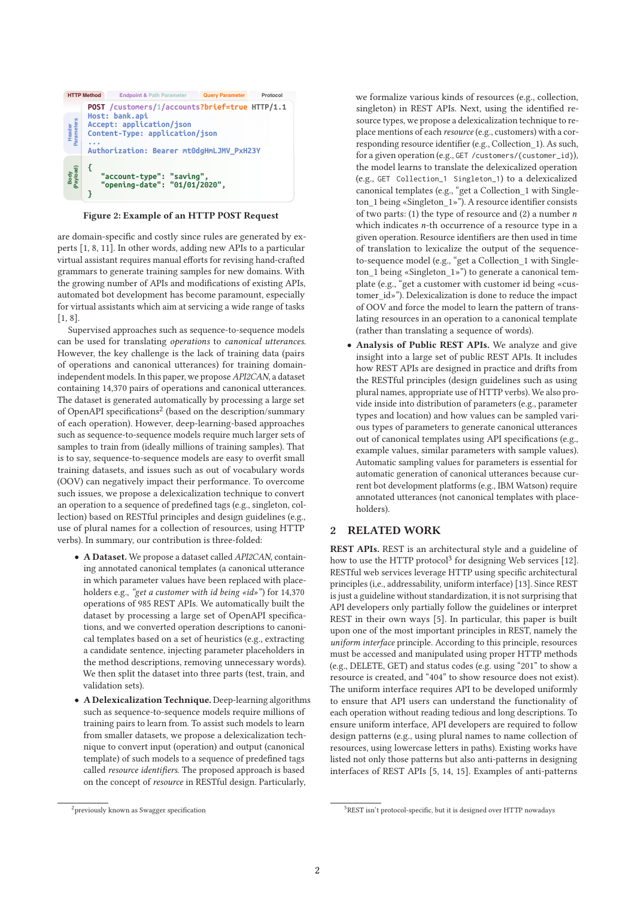```
POST /customers/1/accounts?brief=true HTTP/1.1
Host: bank.api
Accept: application/json
Content-Type: application/json
...
Authorization: Bearer mt0dgHmLJMV_PxH23Y

{
  "account-type": "saving",
  "opening-date": "01/01/2020",
}
```

HTTP Method | Endpoint & Path Parameter | Query Parameter | Protocol | Header Parameters | Body (Payload)

**Figure 2: Example of an HTTP POST Request**

are domain-specific and costly since rules are generated by experts [1, 8, 11]. In other words, adding new APIs to a particular virtual assistant requires manual efforts for revising hand-crafted grammars to generate training samples for new domains. With the growing number of APIs and modifications of existing APIs, automated bot development has become paramount, especially for virtual assistants which aim at servicing a wide range of tasks [1, 8].

Supervised approaches such as sequence-to-sequence models can be used for translating *operations* to *canonical utterances*. However, the key challenge is the lack of training data (pairs of operations and canonical utterances) for training domain-independent models. In this paper, we propose *API2CAN*, a dataset containing 14,370 pairs of operations and canonical utterances. The dataset is generated automatically by processing a large set of OpenAPI specifications[2] (based on the description/summary of each operation). However, deep-learning-based approaches such as sequence-to-sequence models require much larger sets of samples to train from (ideally millions of training samples). That is to say, sequence-to-sequence models are easy to overfit small training datasets, and issues such as out of vocabulary words (OOV) can negatively impact their performance. To overcome such issues, we propose a delexicalization technique to convert an operation to a sequence of predefined tags (e.g., singleton, collection) based on RESTful principles and design guidelines (e.g., use of plural names for a collection of resources, using HTTP verbs). In summary, our contribution is three-folded:

- **A Dataset.** We propose a dataset called *API2CAN*, containing annotated canonical templates (a canonical utterance in which parameter values have been replaced with placeholders e.g., *"get a customer with id being «id»"*) for 14,370 operations of 985 REST APIs. We automatically built the dataset by processing a large set of OpenAPI specifications, and we converted operation descriptions to canonical templates based on a set of heuristics (e.g., extracting a candidate sentence, injecting parameter placeholders in the method descriptions, removing unnecessary words). We then split the dataset into three parts (test, train, and validation sets).
- **A Delexicalization Technique.** Deep-learning algorithms such as sequence-to-sequence models require millions of training pairs to learn from. To assist such models to learn from smaller datasets, we propose a delexicalization technique to convert input (operation) and output (canonical template) of such models to a sequence of predefined tags called *resource identifiers*. The proposed approach is based on the concept of *resource* in RESTful design. Particularly, we formalize various kinds of resources (e.g., collection, singleton) in REST APIs. Next, using the identified resource types, we propose a delexicalization technique to replace mentions of each *resource* (e.g., customers) with a corresponding resource identifier (e.g., Collection_1). As such, for a given operation (e.g., `GET /customers/{customer_id}`), the model learns to translate the delexicalized operation (e.g., `GET Collection_1 Singleton_1`) to a delexicalized canonical templates (e.g., "get a Collection_1 with Singleton_1 being «Singleton_1»"). A resource identifier consists of two parts: (1) the type of resource and (2) a number $n$ which indicates $n$-th occurrence of a resource type in a given operation. Resource identifiers are then used in time of translation to lexicalize the output of the sequence-to-sequence model (e.g., "get a Collection_1 with Singleton_1 being «Singleton_1»") to generate a canonical template (e.g., "get a customer with customer id being «customer_id»"). Delexicalization is done to reduce the impact of OOV and force the model to learn the pattern of translating resources in an operation to a canonical template (rather than translating a sequence of words).
- **Analysis of Public REST APIs.** We analyze and give insight into a large set of public REST APIs. It includes how REST APIs are designed in practice and drifts from the RESTful principles (design guidelines such as using plural names, appropriate use of HTTP verbs). We also provide inside into distribution of parameters (e.g., parameter types and location) and how values can be sampled various types of parameters to generate canonical utterances out of canonical templates using API specifications (e.g., example values, similar parameters with sample values). Automatic sampling values for parameters is essential for automatic generation of canonical utterances because current bot development platforms (e.g., IBM Watson) require annotated utterances (not canonical templates with placeholders).

## 2 RELATED WORK

**REST APIs.** REST is an architectural style and a guideline of how to use the HTTP protocol[3] for designing Web services [12]. RESTful web services leverage HTTP using specific architectural principles (i,e., addressability, uniform interface) [13]. Since REST is just a guideline without standardization, it is not surprising that API developers only partially follow the guidelines or interpret REST in their own ways [5]. In particular, this paper is built upon one of the most important principles in REST, namely the *uniform interface* principle. According to this principle, resources must be accessed and manipulated using proper HTTP methods (e.g., DELETE, GET) and status codes (e.g. using "201" to show a resource is created, and "404" to show resource does not exist). The uniform interface requires API to be developed uniformly to ensure that API users can understand the functionality of each operation without reading tedious and long descriptions. To ensure uniform interface, API developers are required to follow design patterns (e.g., using plural names to name collection of resources, using lowercase letters in paths). Existing works have listed not only those patterns but also anti-patterns in designing interfaces of REST APIs [5, 14, 15]. Examples of anti-patterns

[2] previously known as Swagger specification

[3] REST isn't protocol-specific, but it is designed over HTTP nowadays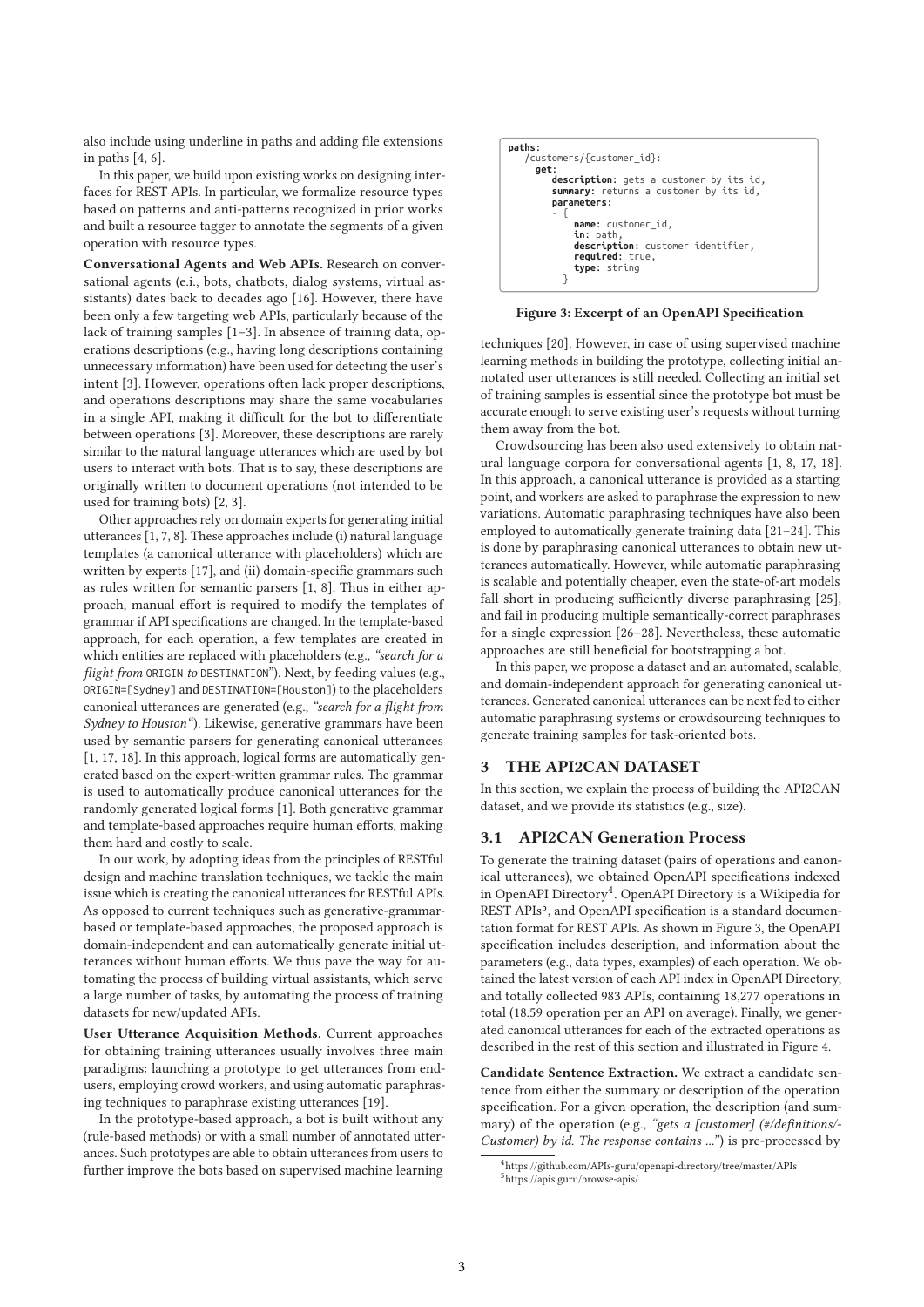also include using underline in paths and adding file extensions in paths [4, 6].

In this paper, we build upon existing works on designing interfaces for REST APIs. In particular, we formalize resource types based on patterns and anti-patterns recognized in prior works and built a resource tagger to annotate the segments of a given operation with resource types.

**Conversational Agents and Web APIs.** Research on conversational agents (i.e., bots, chatbots, dialog systems, virtual assistants) dates back to decades ago [16]. However, there have been only a few targeting web APIs, particularly because of the lack of training samples [1–3]. In absence of training data, operations descriptions (e.g., having long descriptions containing unnecessary information) have been used for detecting the user's intent [3]. However, operations often lack proper descriptions, and operations descriptions may share the same vocabularies in a single API, making it difficult for the bot to differentiate between operations [3]. Moreover, these descriptions are rarely similar to the natural language utterances which are used by bot users to interact with bots. That is to say, these descriptions are originally written to document operations (not intended to be used for training bots) [2, 3].

Other approaches rely on domain experts for generating initial utterances [1, 7, 8]. These approaches include (i) natural language templates (a canonical utterance with placeholders) which are written by experts [17], and (ii) domain-specific grammars such as rules written for semantic parsers [1, 8]. Thus in either approach, manual effort is required to modify the templates of grammar if API specifications are changed. In the template-based approach, for each operation, a few templates are created in which entities are replaced with placeholders (e.g., *"search for a flight from* ORIGIN *to* DESTINATION"). Next, by feeding values (e.g., ORIGIN=[Sydney] and DESTINATION=[Houston]) to the placeholders canonical utterances are generated (e.g., *"search for a flight from Sydney to Houston"*). Likewise, generative grammars have been used by semantic parsers for generating canonical utterances [1, 17, 18]. In this approach, logical forms are automatically generated based on the expert-written grammar rules. The grammar is used to automatically produce canonical utterances for the randomly generated logical forms [1]. Both generative grammar and template-based approaches require human efforts, making them hard and costly to scale.

In our work, by adopting ideas from the principles of RESTful design and machine translation techniques, we tackle the main issue which is creating the canonical utterances for RESTful APIs. As opposed to current techniques such as generative-grammar-based or template-based approaches, the proposed approach is domain-independent and can automatically generate initial utterances without human efforts. We thus pave the way for automating the process of building virtual assistants, which serve a large number of tasks, by automating the process of training datasets for new/updated APIs.

**User Utterance Acquisition Methods.** Current approaches for obtaining training utterances usually involves three main paradigms: launching a prototype to get utterances from end-users, employing crowd workers, and using automatic paraphrasing techniques to paraphrase existing utterances [19].

In the prototype-based approach, a bot is built without any (rule-based methods) or with a small number of annotated utterances. Such prototypes are able to obtain utterances from users to further improve the bots based on supervised machine learning techniques [20]. However, in case of using supervised machine learning methods in building the prototype, collecting initial annotated user utterances is still needed. Collecting an initial set of training samples is essential since the prototype bot must be accurate enough to serve existing user's requests without turning them away from the bot.

```
paths:
   /customers/{customer_id}:
     get:
        description: gets a customer by its id,
        summary: returns a customer by its id,
        parameters:
        - {
            name: customer_id,
            in: path,
            description: customer identifier,
            required: true,
            type: string
          }
```

**Figure 3: Excerpt of an OpenAPI Specification**

Crowdsourcing has been also used extensively to obtain natural language corpora for conversational agents [1, 8, 17, 18]. In this approach, a canonical utterance is provided as a starting point, and workers are asked to paraphrase the expression to new variations. Automatic paraphrasing techniques have also been employed to automatically generate training data [21–24]. This is done by paraphrasing canonical utterances to obtain new utterances automatically. However, while automatic paraphrasing is scalable and potentially cheaper, even the state-of-art models fall short in producing sufficiently diverse paraphrasing [25], and fail in producing multiple semantically-correct paraphrases for a single expression [26–28]. Nevertheless, these automatic approaches are still beneficial for bootstrapping a bot.

In this paper, we propose a dataset and an automated, scalable, and domain-independent approach for generating canonical utterances. Generated canonical utterances can be next fed to either automatic paraphrasing systems or crowdsourcing techniques to generate training samples for task-oriented bots.

## 3 THE API2CAN DATASET

In this section, we explain the process of building the API2CAN dataset, and we provide its statistics (e.g., size).

### 3.1 API2CAN Generation Process

To generate the training dataset (pairs of operations and canonical utterances), we obtained OpenAPI specifications indexed in OpenAPI Directory[4]. OpenAPI Directory is a Wikipedia for REST APIs[5], and OpenAPI specification is a standard documentation format for REST APIs. As shown in Figure 3, the OpenAPI specification includes description, and information about the parameters (e.g., data types, examples) of each operation. We obtained the latest version of each API index in OpenAPI Directory, and totally collected 983 APIs, containing 18,277 operations in total (18.59 operation per an API on average). Finally, we generated canonical utterances for each of the extracted operations as described in the rest of this section and illustrated in Figure 4.

**Candidate Sentence Extraction.** We extract a candidate sentence from either the summary or description of the operation specification. For a given operation, the description (and summary) of the operation (e.g., *"gets a [customer] (#/definitions/-Customer) by id. The response contains ..."*) is pre-processed by

[4] https://github.com/APIs-guru/openapi-directory/tree/master/APIs
[5] https://apis.guru/browse-apis/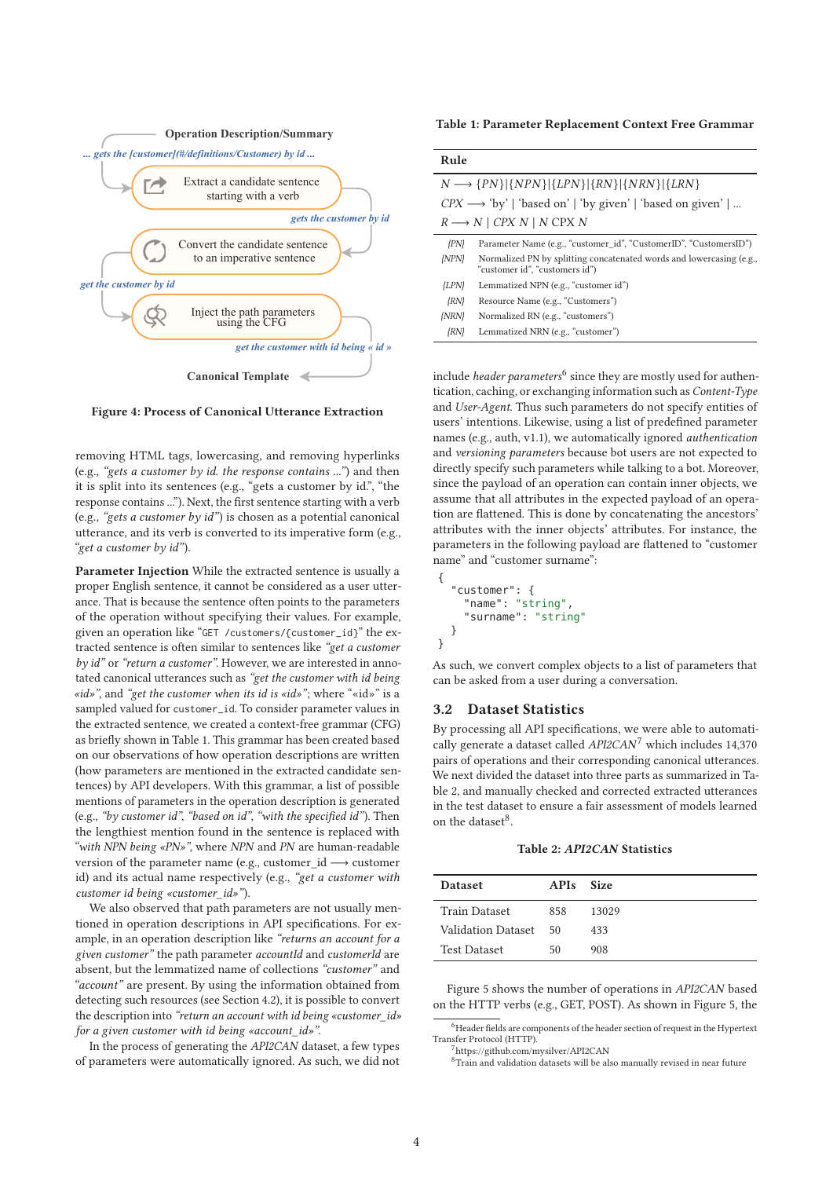Operation Description/Summary

... gets the [customer](#/definitions/Customer) by id ...

Extract a candidate sentence starting with a verb

gets the customer by id

Convert the candidate sentence to an imperative sentence

get the customer by id

Inject the path parameters using the CFG

get the customer with id being « id »

Canonical Template

**Figure 4: Process of Canonical Utterance Extraction**

removing HTML tags, lowercasing, and removing hyperlinks (e.g., *"gets a customer by id. the response contains ..."*) and then it is split into its sentences (e.g., "gets a customer by id.", "the response contains ..."). Next, the first sentence starting with a verb (e.g., *"gets a customer by id"*) is chosen as a potential canonical utterance, and its verb is converted to its imperative form (e.g., *"get a customer by id"*).

**Parameter Injection** While the extracted sentence is usually a proper English sentence, it cannot be considered as a user utterance. That is because the sentence often points to the parameters of the operation without specifying their values. For example, given an operation like "`GET /customers/{customer_id}`" the extracted sentence is often similar to sentences like *"get a customer by id"* or *"return a customer"*. However, we are interested in annotated canonical utterances such as *"get the customer with id being «id»"*, and *"get the customer when its id is «id»"*; where "«id»" is a sampled valued for `customer_id`. To consider parameter values in the extracted sentence, we created a context-free grammar (CFG) as briefly shown in Table 1. This grammar has been created based on our observations of how operation descriptions are written (how parameters are mentioned in the extracted candidate sentences) by API developers. With this grammar, a list of possible mentions of parameters in the operation description is generated (e.g., *"by customer id"*, *"based on id"*, *"with the specified id"*). Then the lengthiest mention found in the sentence is replaced with *"with NPN being «PN»"*, where *NPN* and *PN* are human-readable version of the parameter name (e.g., customer_id ⟶ customer id) and its actual name respectively (e.g., *"get a customer with customer id being «customer_id»"*).

We also observed that path parameters are not usually mentioned in operation descriptions in API specifications. For example, in an operation description like *"returns an account for a given customer"* the path parameter *accountId* and *customerId* are absent, but the lemmatized name of collections *"customer"* and *"account"* are present. By using the information obtained from detecting such resources (see Section 4.2), it is possible to convert the description into *"return an account with id being «customer_id» for a given customer with id being «account_id»"*.

In the process of generating the *API2CAN* dataset, a few types of parameters were automatically ignored. As such, we did not include *header parameters*[6] since they are mostly used for authentication, caching, or exchanging information such as *Content-Type* and *User-Agent*. Thus such parameters do not specify entities of users' intentions. Likewise, using a list of predefined parameter names (e.g., auth, v1.1), we automatically ignored *authentication* and *versioning parameters* because bot users are not expected to directly specify such parameters while talking to a bot. Moreover, since the payload of an operation can contain inner objects, we assume that all attributes in the expected payload of an operation are flattened. This is done by concatenating the ancestors' attributes with the inner objects' attributes. For instance, the parameters in the following payload are flattened to "customer name" and "customer surname":

```
{
  "customer": {
    "name": "string",
    "surname": "string"
  }
}
```

As such, we convert complex objects to a list of parameters that can be asked from a user during a conversation.

**Table 1: Parameter Replacement Context Free Grammar**

| Rule | |
|---|---|
| $N \longrightarrow \{PN\} \| \{NPN\} \| \{LPN\} \| \{RN\} \| \{NRN\} \| \{LRN\}$ | |
| $CPX \longrightarrow$ 'by' \| 'based on' \| 'by given' \| 'based on given' \| ... | |
| $R \longrightarrow N \mid CPX\ N \mid N$ CPX $N$ | |
| {PN} | Parameter Name (e.g., "customer_id", "CustomerID", "CustomersID") |
| {NPN} | Normalized PN by splitting concatenated words and lowercasing (e.g., "customer id", "customers id") |
| {LPN} | Lemmatized NPN (e.g., "customer id") |
| {RN} | Resource Name (e.g., "Customers") |
| {NRN} | Normalized RN (e.g., "customers") |
| {RN} | Lemmatized NRN (e.g., "customer") |

### 3.2 Dataset Statistics

By processing all API specifications, we were able to automatically generate a dataset called *API2CAN*[7] which includes 14,370 pairs of operations and their corresponding canonical utterances. We next divided the dataset into three parts as summarized in Table 2, and manually checked and corrected extracted utterances in the test dataset to ensure a fair assessment of models learned on the dataset[8].

**Table 2: *API2CAN* Statistics**

| Dataset | APIs | Size |
|---|---|---|
| Train Dataset | 858 | 13029 |
| Validation Dataset | 50 | 433 |
| Test Dataset | 50 | 908 |

Figure 5 shows the number of operations in *API2CAN* based on the HTTP verbs (e.g., GET, POST). As shown in Figure 5, the

[6] Header fields are components of the header section of request in the Hypertext Transfer Protocol (HTTP).
[7] https://github.com/mysilver/API2CAN
[8] Train and validation datasets will be also manually revised in near future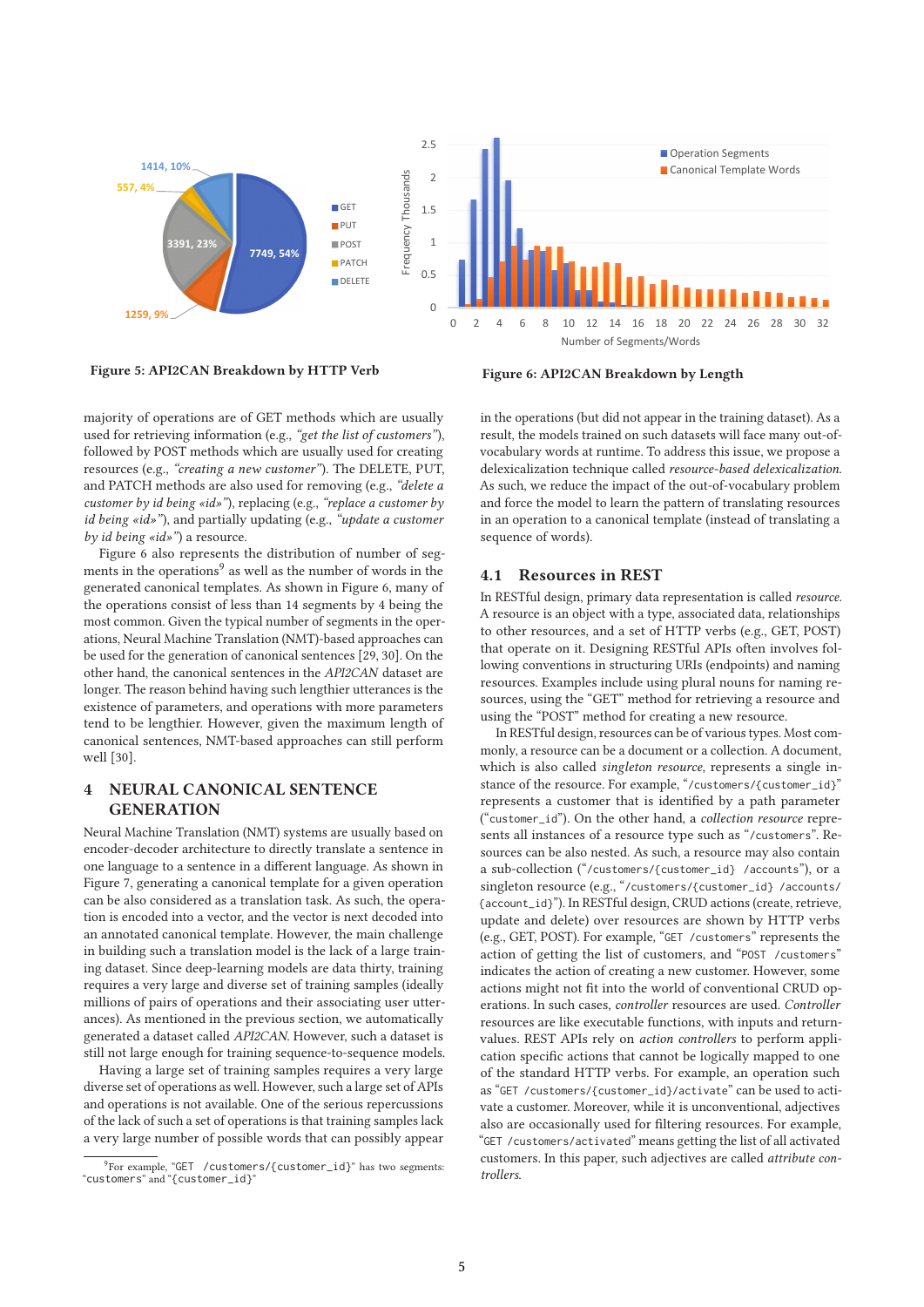Figure 5: API2CAN Breakdown by HTTP Verb

Figure 6: API2CAN Breakdown by Length

majority of operations are of GET methods which are usually used for retrieving information (e.g., *"get the list of customers"*), followed by POST methods which are usually used for creating resources (e.g., *"creating a new customer"*). The DELETE, PUT, and PATCH methods are also used for removing (e.g., *"delete a customer by id being «id»"*), replacing (e.g., *"replace a customer by id being «id»"*), and partially updating (e.g., *"update a customer by id being «id»"*) a resource.

Figure 6 also represents the distribution of number of segments in the operations[9] as well as the number of words in the generated canonical templates. As shown in Figure 6, many of the operations consist of less than 14 segments by 4 being the most common. Given the typical number of segments in the operations, Neural Machine Translation (NMT)-based approaches can be used for the generation of canonical sentences [29, 30]. On the other hand, the canonical sentences in the *API2CAN* dataset are longer. The reason behind having such lengthier utterances is the existence of parameters, and operations with more parameters tend to be lengthier. However, given the maximum length of canonical sentences, NMT-based approaches can still perform well [30].

# 4 NEURAL CANONICAL SENTENCE GENERATION

Neural Machine Translation (NMT) systems are usually based on encoder-decoder architecture to directly translate a sentence in one language to a sentence in a different language. As shown in Figure 7, generating a canonical template for a given operation can be also considered as a translation task. As such, the operation is encoded into a vector, and the vector is next decoded into an annotated canonical template. However, the main challenge in building such a translation model is the lack of a large training dataset. Since deep-learning models are data thirty, training requires a very large and diverse set of training samples (ideally millions of pairs of operations and their associating user utterances). As mentioned in the previous section, we automatically generated a dataset called *API2CAN*. However, such a dataset is still not large enough for training sequence-to-sequence models.

Having a large set of training samples requires a very large diverse set of operations as well. However, such a large set of APIs and operations is not available. One of the serious repercussions of the lack of such a set of operations is that training samples lack a very large number of possible words that can possibly appear in the operations (but did not appear in the training dataset). As a result, the models trained on such datasets will face many out-of-vocabulary words at runtime. To address this issue, we propose a delexicalization technique called *resource-based delexicalization*. As such, we reduce the impact of the out-of-vocabulary problem and force the model to learn the pattern of translating resources in an operation to a canonical template (instead of translating a sequence of words).

## 4.1 Resources in REST

In RESTful design, primary data representation is called *resource*. A resource is an object with a type, associated data, relationships to other resources, and a set of HTTP verbs (e.g., GET, POST) that operate on it. Designing RESTful APIs often involves following conventions in structuring URIs (endpoints) and naming resources. Examples include using plural nouns for naming resources, using the "GET" method for retrieving a resource and using the "POST" method for creating a new resource.

In RESTful design, resources can be of various types. Most commonly, a resource can be a document or a collection. A document, which is also called *singleton resource*, represents a single instance of the resource. For example, "`/customers/{customer_id}`" represents a customer that is identified by a path parameter ("`customer_id`"). On the other hand, a *collection resource* represents all instances of a resource type such as "`/customers`". Resources can be also nested. As such, a resource may also contain a sub-collection ("`/customers/{customer_id} /accounts`"), or a singleton resource (e.g., "`/customers/{customer_id} /accounts/{account_id}`"). In RESTful design, CRUD actions (create, retrieve, update and delete) over resources are shown by HTTP verbs (e.g., GET, POST). For example, "`GET /customers`" represents the action of getting the list of customers, and "`POST /customers`" indicates the action of creating a new customer. However, some actions might not fit into the world of conventional CRUD operations. In such cases, *controller* resources are used. *Controller* resources are like executable functions, with inputs and return-values. REST APIs rely on *action controllers* to perform application specific actions that cannot be logically mapped to one of the standard HTTP verbs. For example, an operation such as "`GET /customers/{customer_id}/activate`" can be used to activate a customer. Moreover, while it is unconventional, adjectives also are occasionally used for filtering resources. For example, "`GET /customers/activated`" means getting the list of all activated customers. In this paper, such adjectives are called *attribute controllers*.

[9] For example, "`GET /customers/{customer_id}`" has two segments: "`customers`" and "`{customer_id}`"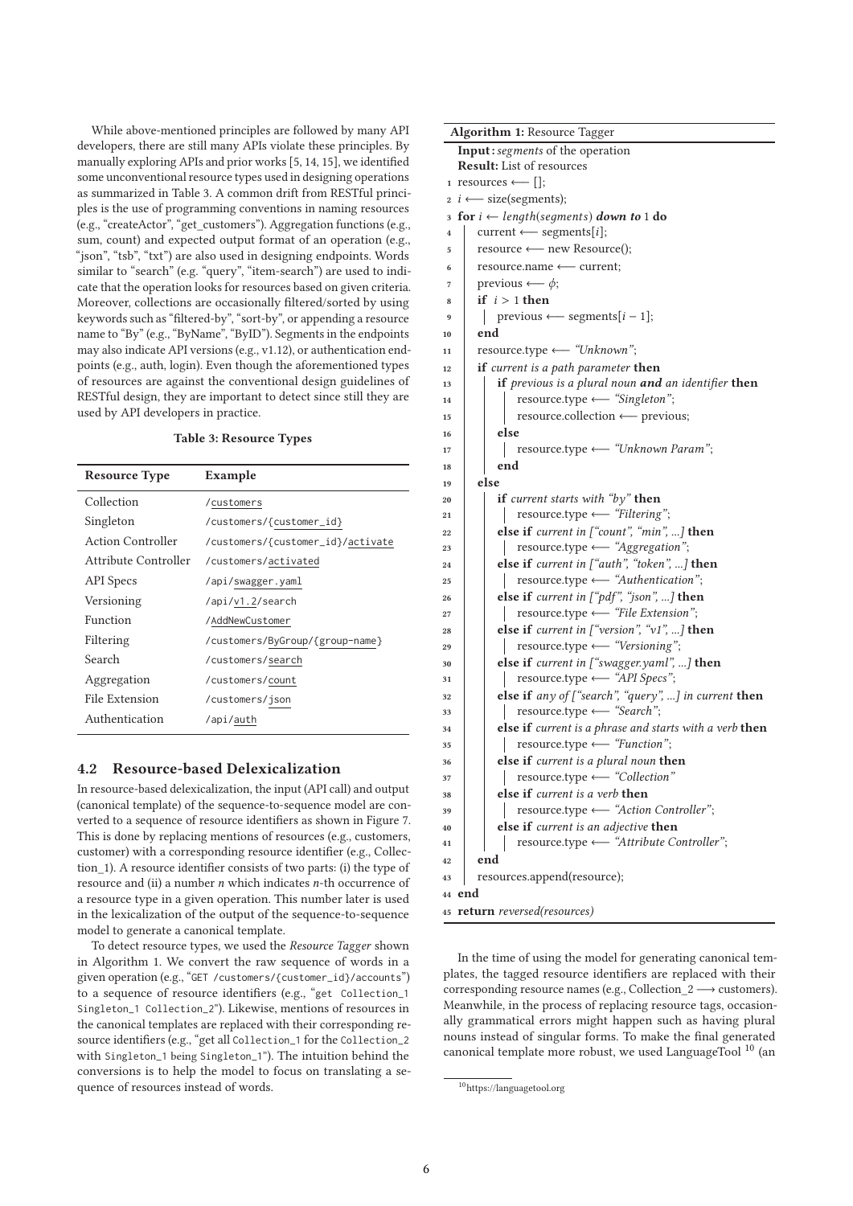While above-mentioned principles are followed by many API developers, there are still many APIs violate these principles. By manually exploring APIs and prior works [5, 14, 15], we identified some unconventional resource types used in designing operations as summarized in Table 3. A common drift from RESTful principles is the use of programming conventions in naming resources (e.g., "createActor", "get_customers"). Aggregation functions (e.g., sum, count) and expected output format of an operation (e.g., "json", "tsb", "txt") are also used in designing endpoints. Words similar to "search" (e.g. "query", "item-search") are used to indicate that the operation looks for resources based on given criteria. Moreover, collections are occasionally filtered/sorted by using keywords such as "filtered-by", "sort-by", or appending a resource name to "By" (e.g., "ByName", "ByID"). Segments in the endpoints may also indicate API versions (e.g., v1.12), or authentication endpoints (e.g., auth, login). Even though the aforementioned types of resources are against the conventional design guidelines of RESTful design, they are important to detect since still they are used by API developers in practice.

**Table 3: Resource Types**

| Resource Type | Example |
|---|---|
| Collection | /customers |
| Singleton | /customers/{customer_id} |
| Action Controller | /customers/{customer_id}/activate |
| Attribute Controller | /customers/activated |
| API Specs | /api/swagger.yaml |
| Versioning | /api/v1.2/search |
| Function | /AddNewCustomer |
| Filtering | /customers/ByGroup/{group-name} |
| Search | /customers/search |
| Aggregation | /customers/count |
| File Extension | /customers/json |
| Authentication | /api/auth |

## 4.2 Resource-based Delexicalization

In resource-based delexicalization, the input (API call) and output (canonical template) of the sequence-to-sequence model are converted to a sequence of resource identifiers as shown in Figure 7. This is done by replacing mentions of resources (e.g., customers, customer) with a corresponding resource identifier (e.g., Collection_1). A resource identifier consists of two parts: (i) the type of resource and (ii) a number $n$ which indicates $n$-th occurrence of a resource type in a given operation. This number later is used in the lexicalization of the output of the sequence-to-sequence model to generate a canonical template.

To detect resource types, we used the *Resource Tagger* shown in Algorithm 1. We convert the raw sequence of words in a given operation (e.g., "GET /customers/{customer_id}/accounts") to a sequence of resource identifiers (e.g., "get Collection_1 Singleton_1 Collection_2"). Likewise, mentions of resources in the canonical templates are replaced with their corresponding resource identifiers (e.g., "get all Collection_1 for the Collection_2 with Singleton_1 being Singleton_1"). The intuition behind the conversions is to help the model to focus on translating a sequence of resources instead of words.

**Algorithm 1:** Resource Tagger

```
Input: segments of the operation
Result: List of resources
1  resources ⟵ [];
2  i ⟵ size(segments);
3  for i ← length(segments) down to 1 do
4      current ⟵ segments[i];
5      resource ⟵ new Resource();
6      resource.name ⟵ current;
7      previous ⟵ ϕ;
8      if i > 1 then
9          previous ⟵ segments[i − 1];
10     end
11     resource.type ⟵ "Unknown";
12     if current is a path parameter then
13         if previous is a plural noun and an identifier then
14             resource.type ⟵ "Singleton";
15             resource.collection ⟵ previous;
16         else
17             resource.type ⟵ "Unknown Param";
18         end
19     else
20         if current starts with "by" then
21             resource.type ⟵ "Filtering";
22         else if current in ["count", "min", ...] then
23             resource.type ⟵ "Aggregation";
24         else if current in ["auth", "token", ...] then
25             resource.type ⟵ "Authentication";
26         else if current in ["pdf", "json", ...] then
27             resource.type ⟵ "File Extension";
28         else if current in ["version", "v1", ...] then
29             resource.type ⟵ "Versioning";
30         else if current in ["swagger.yaml", ...] then
31             resource.type ⟵ "API Specs";
32         else if any of ["search", "query", ...] in current then
33             resource.type ⟵ "Search";
34         else if current is a phrase and starts with a verb then
35             resource.type ⟵ "Function";
36         else if current is a plural noun then
37             resource.type ⟵ "Collection"
38         else if current is a verb then
39             resource.type ⟵ "Action Controller";
40         else if current is an adjective then
41             resource.type ⟵ "Attribute Controller";
42     end
43     resources.append(resource);
44 end
45 return reversed(resources)
```

In the time of using the model for generating canonical templates, the tagged resource identifiers are replaced with their corresponding resource names (e.g., Collection_2 ⟶ customers). Meanwhile, in the process of replacing resource tags, occasionally grammatical errors might happen such as having plural nouns instead of singular forms. To make the final generated canonical template more robust, we used LanguageTool [10] (an

[10] https://languagetool.org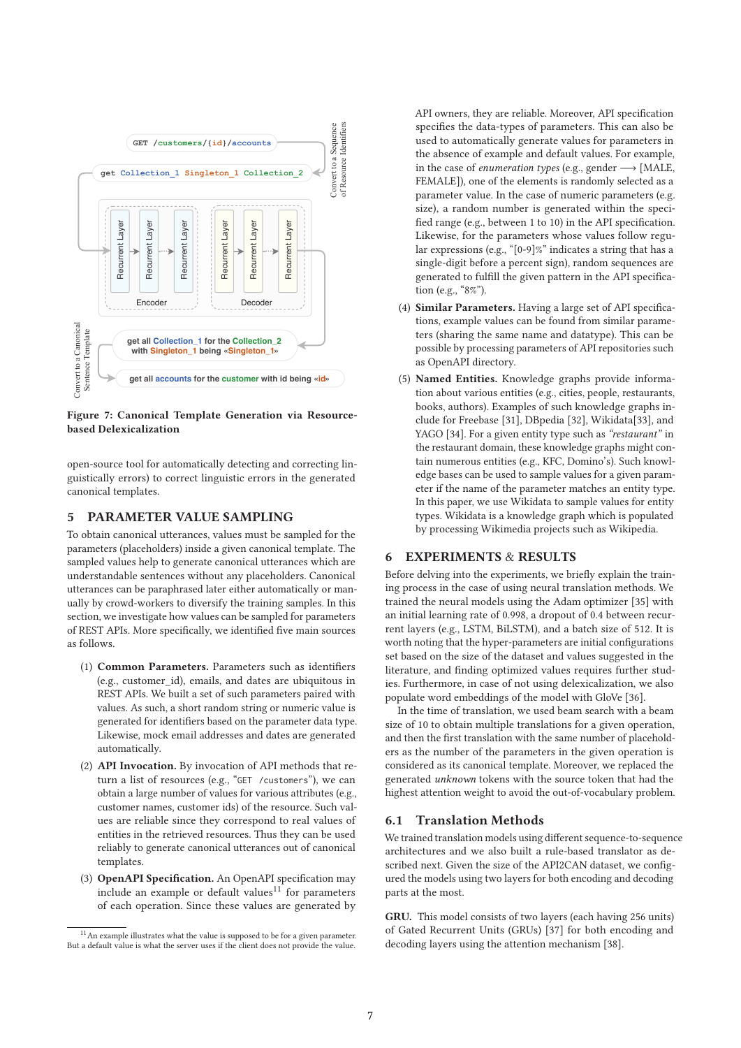Figure 7: Canonical Template Generation via Resource-based Delexicalization

open-source tool for automatically detecting and correcting linguistically errors) to correct linguistic errors in the generated canonical templates.

## 5 PARAMETER VALUE SAMPLING

To obtain canonical utterances, values must be sampled for the parameters (placeholders) inside a given canonical template. The sampled values help to generate canonical utterances which are understandable sentences without any placeholders. Canonical utterances can be paraphrased later either automatically or manually by crowd-workers to diversify the training samples. In this section, we investigate how values can be sampled for parameters of REST APIs. More specifically, we identified five main sources as follows.

(1) **Common Parameters.** Parameters such as identifiers (e.g., customer_id), emails, and dates are ubiquitous in REST APIs. We built a set of such parameters paired with values. As such, a short random string or numeric value is generated for identifiers based on the parameter data type. Likewise, mock email addresses and dates are generated automatically.

(2) **API Invocation.** By invocation of API methods that return a list of resources (e.g., "`GET /customers`"), we can obtain a large number of values for various attributes (e.g., customer names, customer ids) of the resource. Such values are reliable since they correspond to real values of entities in the retrieved resources. Thus they can be used reliably to generate canonical utterances out of canonical templates.

(3) **OpenAPI Specification.** An OpenAPI specification may include an example or default values[11] for parameters of each operation. Since these values are generated by API owners, they are reliable. Moreover, API specification specifies the data-types of parameters. This can also be used to automatically generate values for parameters in the absence of example and default values. For example, in the case of *enumeration types* (e.g., gender ⟶ [MALE, FEMALE]), one of the elements is randomly selected as a parameter value. In the case of numeric parameters (e.g. size), a random number is generated within the specified range (e.g., between 1 to 10) in the API specification. Likewise, for the parameters whose values follow regular expressions (e.g., "[0-9]%" indicates a string that has a single-digit before a percent sign), random sequences are generated to fulfill the given pattern in the API specification (e.g., "8%").

(4) **Similar Parameters.** Having a large set of API specifications, example values can be found from similar parameters (sharing the same name and datatype). This can be possible by processing parameters of API repositories such as OpenAPI directory.

(5) **Named Entities.** Knowledge graphs provide information about various entities (e.g., cities, people, restaurants, books, authors). Examples of such knowledge graphs include for Freebase [31], DBpedia [32], Wikidata[33], and YAGO [34]. For a given entity type such as *"restaurant"* in the restaurant domain, these knowledge graphs might contain numerous entities (e.g., KFC, Domino's). Such knowledge bases can be used to sample values for a given parameter if the name of the parameter matches an entity type. In this paper, we use Wikidata to sample values for entity types. Wikidata is a knowledge graph which is populated by processing Wikimedia projects such as Wikipedia.

[11] An example illustrates what the value is supposed to be for a given parameter. But a default value is what the server uses if the client does not provide the value.

## 6 EXPERIMENTS & RESULTS

Before delving into the experiments, we briefly explain the training process in the case of using neural translation methods. We trained the neural models using the Adam optimizer [35] with an initial learning rate of 0.998, a dropout of 0.4 between recurrent layers (e.g., LSTM, BiLSTM), and a batch size of 512. It is worth noting that the hyper-parameters are initial configurations set based on the size of the dataset and values suggested in the literature, and finding optimized values requires further studies. Furthermore, in case of not using delexicalization, we also populate word embeddings of the model with GloVe [36].

In the time of translation, we used beam search with a beam size of 10 to obtain multiple translations for a given operation, and then the first translation with the same number of placeholders as the number of the parameters in the given operation is considered as its canonical template. Moreover, we replaced the generated *unknown* tokens with the source token that had the highest attention weight to avoid the out-of-vocabulary problem.

### 6.1 Translation Methods

We trained translation models using different sequence-to-sequence architectures and we also built a rule-based translator as described next. Given the size of the API2CAN dataset, we configured the models using two layers for both encoding and decoding parts at the most.

**GRU.** This model consists of two layers (each having 256 units) of Gated Recurrent Units (GRUs) [37] for both encoding and decoding layers using the attention mechanism [38].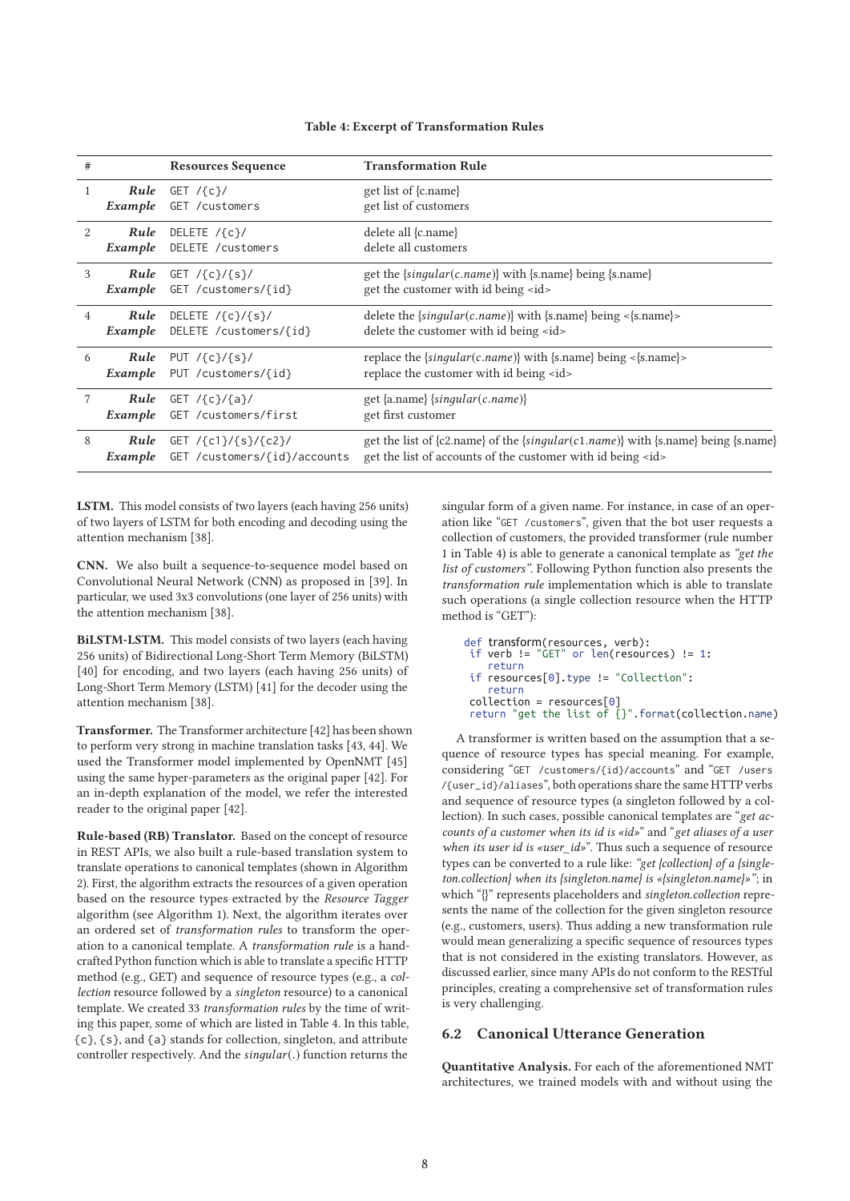**Table 4: Excerpt of Transformation Rules**

| # | | Resources Sequence | Transformation Rule |
|---|---|---|---|
| 1 | ***Rule*** | `GET /{c}/` | get list of {c.name} |
| | ***Example*** | `GET /customers` | get list of customers |
| 2 | ***Rule*** | `DELETE /{c}/` | delete all {c.name} |
| | ***Example*** | `DELETE /customers` | delete all customers |
| 3 | ***Rule*** | `GET /{c}/{s}/` | get the {*singular*(*c.name*)} with {s.name} being {s.name} |
| | ***Example*** | `GET /customers/{id}` | get the customer with id being <id> |
| 4 | ***Rule*** | `DELETE /{c}/{s}/` | delete the {*singular*(*c.name*)} with {s.name} being <{s.name}> |
| | ***Example*** | `DELETE /customers/{id}` | delete the customer with id being <id> |
| 6 | ***Rule*** | `PUT /{c}/{s}/` | replace the {*singular*(*c.name*)} with {s.name} being <{s.name}> |
| | ***Example*** | `PUT /customers/{id}` | replace the customer with id being <id> |
| 7 | ***Rule*** | `GET /{c}/{a}/` | get {a.name} {*singular*(*c.name*)} |
| | ***Example*** | `GET /customers/first` | get first customer |
| 8 | ***Rule*** | `GET /{c1}/{s}/{c2}/` | get the list of {c2.name} of the {*singular*(*c1.name*)} with {s.name} being {s.name} |
| | ***Example*** | `GET /customers/{id}/accounts` | get the list of accounts of the customer with id being <id> |

**LSTM.** This model consists of two layers (each having 256 units) of two layers of LSTM for both encoding and decoding using the attention mechanism [38].

**CNN.** We also built a sequence-to-sequence model based on Convolutional Neural Network (CNN) as proposed in [39]. In particular, we used 3x3 convolutions (one layer of 256 units) with the attention mechanism [38].

**BiLSTM-LSTM.** This model consists of two layers (each having 256 units) of Bidirectional Long-Short Term Memory (BiLSTM) [40] for encoding, and two layers (each having 256 units) of Long-Short Term Memory (LSTM) [41] for the decoder using the attention mechanism [38].

**Transformer.** The Transformer architecture [42] has been shown to perform very strong in machine translation tasks [43, 44]. We used the Transformer model implemented by OpenNMT [45] using the same hyper-parameters as the original paper [42]. For an in-depth explanation of the model, we refer the interested reader to the original paper [42].

**Rule-based (RB) Translator.** Based on the concept of resource in REST APIs, we also built a rule-based translation system to translate operations to canonical templates (shown in Algorithm 2). First, the algorithm extracts the resources of a given operation based on the resource types extracted by the *Resource Tagger* algorithm (see Algorithm 1). Next, the algorithm iterates over an ordered set of *transformation rules* to transform the operation to a canonical template. A *transformation rule* is a handcrafted Python function which is able to translate a specific HTTP method (e.g., GET) and sequence of resource types (e.g., a *collection* resource followed by a *singleton* resource) to a canonical template. We created 33 *transformation rules* by the time of writing this paper, some of which are listed in Table 4. In this table, `{c}`, `{s}`, and `{a}` stands for collection, singleton, and attribute controller respectively. And the *singular*(.) function returns the singular form of a given name. For instance, in case of an operation like "`GET /customers`", given that the bot user requests a collection of customers, the provided transformer (rule number 1 in Table 4) is able to generate a canonical template as *"get the list of customers"*. Following Python function also presents the *transformation rule* implementation which is able to translate such operations (a single collection resource when the HTTP method is "GET"):

```
def transform(resources, verb):
 if verb != "GET" or len(resources) != 1:
    return
 if resources[0].type != "Collection":
    return
 collection = resources[0]
 return "get the list of {}".format(collection.name)
```

A transformer is written based on the assumption that a sequence of resource types has special meaning. For example, considering "`GET /customers/{id}/accounts`" and "`GET /users/{user_id}/aliases`", both operations share the same HTTP verbs and sequence of resource types (a singleton followed by a collection). In such cases, possible canonical templates are "*get accounts of a customer when its id is «id»*" and "*get aliases of a user when its user id is «user_id»*". Thus such a sequence of resource types can be converted to a rule like: *"get {collection} of a {singleton.collection} when its {singleton.name} is «{singleton.name}»"*; in which "{}" represents placeholders and *singleton.collection* represents the name of the collection for the given singleton resource (e.g., customers, users). Thus adding a new transformation rule would mean generalizing a specific sequence of resources types that is not considered in the existing translators. However, as discussed earlier, since many APIs do not conform to the RESTful principles, creating a comprehensive set of transformation rules is very challenging.

## 6.2 Canonical Utterance Generation

**Quantitative Analysis.** For each of the aforementioned NMT architectures, we trained models with and without using the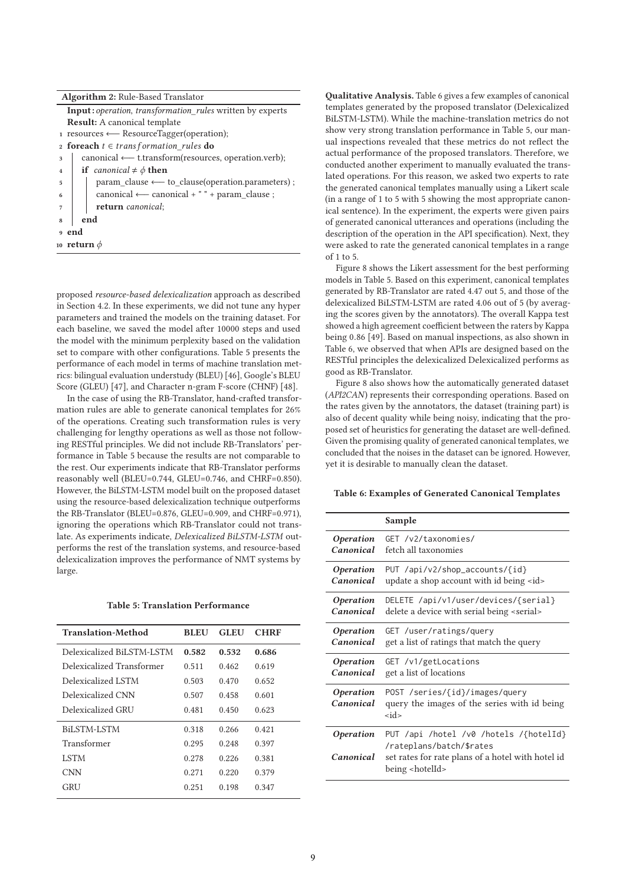**Algorithm 2:** Rule-Based Translator

```
Input: operation, transformation_rules written by experts
Result: A canonical template
1  resources ⟵ ResourceTagger(operation);
2  foreach t ∈ transformation_rules do
3      canonical ⟵ t.transform(resources, operation.verb);
4      if canonical ≠ ϕ then
5          param_clause ⟵ to_clause(operation.parameters) ;
6          canonical ⟵ canonical + " " + param_clause ;
7          return canonical;
8      end
9  end
10 return ϕ
```

proposed *resource-based delexicalization* approach as described in Section 4.2. In these experiments, we did not tune any hyper parameters and trained the models on the training dataset. For each baseline, we saved the model after 10000 steps and used the model with the minimum perplexity based on the validation set to compare with other configurations. Table 5 presents the performance of each model in terms of machine translation metrics: bilingual evaluation understudy (BLEU) [46], Google's BLEU Score (GLEU) [47], and Character n-gram F-score (CHNF) [48].

In the case of using the RB-Translator, hand-crafted transformation rules are able to generate canonical templates for 26% of the operations. Creating such transformation rules is very challenging for lengthy operations as well as those not following RESTful principles. We did not include RB-Translators' performance in Table 5 because the results are not comparable to the rest. Our experiments indicate that RB-Translator performs reasonably well (BLEU=0.744, GLEU=0.746, and CHRF=0.850). However, the BiLSTM-LSTM model built on the proposed dataset using the resource-based delexicalization technique outperforms the RB-Translator (BLEU=0.876, GLEU=0.909, and CHRF=0.971), ignoring the operations which RB-Translator could not translate. As experiments indicate, *Delexicalized BiLSTM-LSTM* outperforms the rest of the translation systems, and resource-based delexicalization improves the performance of NMT systems by large.

**Table 5: Translation Performance**

| Translation-Method | BLEU | GLEU | CHRF |
|---|---|---|---|
| Delexicalized BiLSTM-LSTM | **0.582** | **0.532** | **0.686** |
| Delexicalized Transformer | 0.511 | 0.462 | 0.619 |
| Delexicalized LSTM | 0.503 | 0.470 | 0.652 |
| Delexicalized CNN | 0.507 | 0.458 | 0.601 |
| Delexicalized GRU | 0.481 | 0.450 | 0.623 |
| BiLSTM-LSTM | 0.318 | 0.266 | 0.421 |
| Transformer | 0.295 | 0.248 | 0.397 |
| LSTM | 0.278 | 0.226 | 0.381 |
| CNN | 0.271 | 0.220 | 0.379 |
| GRU | 0.251 | 0.198 | 0.347 |

**Qualitative Analysis.** Table 6 gives a few examples of canonical templates generated by the proposed translator (Delexicalized BiLSTM-LSTM). While the machine-translation metrics do not show very strong translation performance in Table 5, our manual inspections revealed that these metrics do not reflect the actual performance of the proposed translators. Therefore, we conducted another experiment to manually evaluated the translated operations. For this reason, we asked two experts to rate the generated canonical templates manually using a Likert scale (in a range of 1 to 5 with 5 showing the most appropriate canonical sentence). In the experiment, the experts were given pairs of generated canonical utterances and operations (including the description of the operation in the API specification). Next, they were asked to rate the generated canonical templates in a range of 1 to 5.

Figure 8 shows the Likert assessment for the best performing models in Table 5. Based on this experiment, canonical templates generated by RB-Translator are rated 4.47 out 5, and those of the delexicalized BiLSTM-LSTM are rated 4.06 out of 5 (by averaging the scores given by the annotators). The overall Kappa test showed a high agreement coefficient between the raters by Kappa being 0.86 [49]. Based on manual inspections, as also shown in Table 6, we observed that when APIs are designed based on the RESTful principles the delexicalized Delexicalized performs as good as RB-Translator.

Figure 8 also shows how the automatically generated dataset (*API2CAN*) represents their corresponding operations. Based on the rates given by the annotators, the dataset (training part) is also of decent quality while being noisy, indicating that the proposed set of heuristics for generating the dataset are well-defined. Given the promising quality of generated canonical templates, we concluded that the noises in the dataset can be ignored. However, yet it is desirable to manually clean the dataset.

**Table 6: Examples of Generated Canonical Templates**

| | Sample |
|---|---|
| *Operation* | `GET /v2/taxonomies/` |
| *Canonical* | fetch all taxonomies |
| *Operation* | `PUT /api/v2/shop_accounts/{id}` |
| *Canonical* | update a shop account with id being <id> |
| *Operation* | `DELETE /api/v1/user/devices/{serial}` |
| *Canonical* | delete a device with serial being <serial> |
| *Operation* | `GET /user/ratings/query` |
| *Canonical* | get a list of ratings that match the query |
| *Operation* | `GET /v1/getLocations` |
| *Canonical* | get a list of locations |
| *Operation* | `POST /series/{id}/images/query` |
| *Canonical* | query the images of the series with id being <id> |
| *Operation* | `PUT /api /hotel /v0 /hotels /{hotelId} /rateplans/batch/$rates` |
| *Canonical* | set rates for rate plans of a hotel with hotel id being <hotelId> |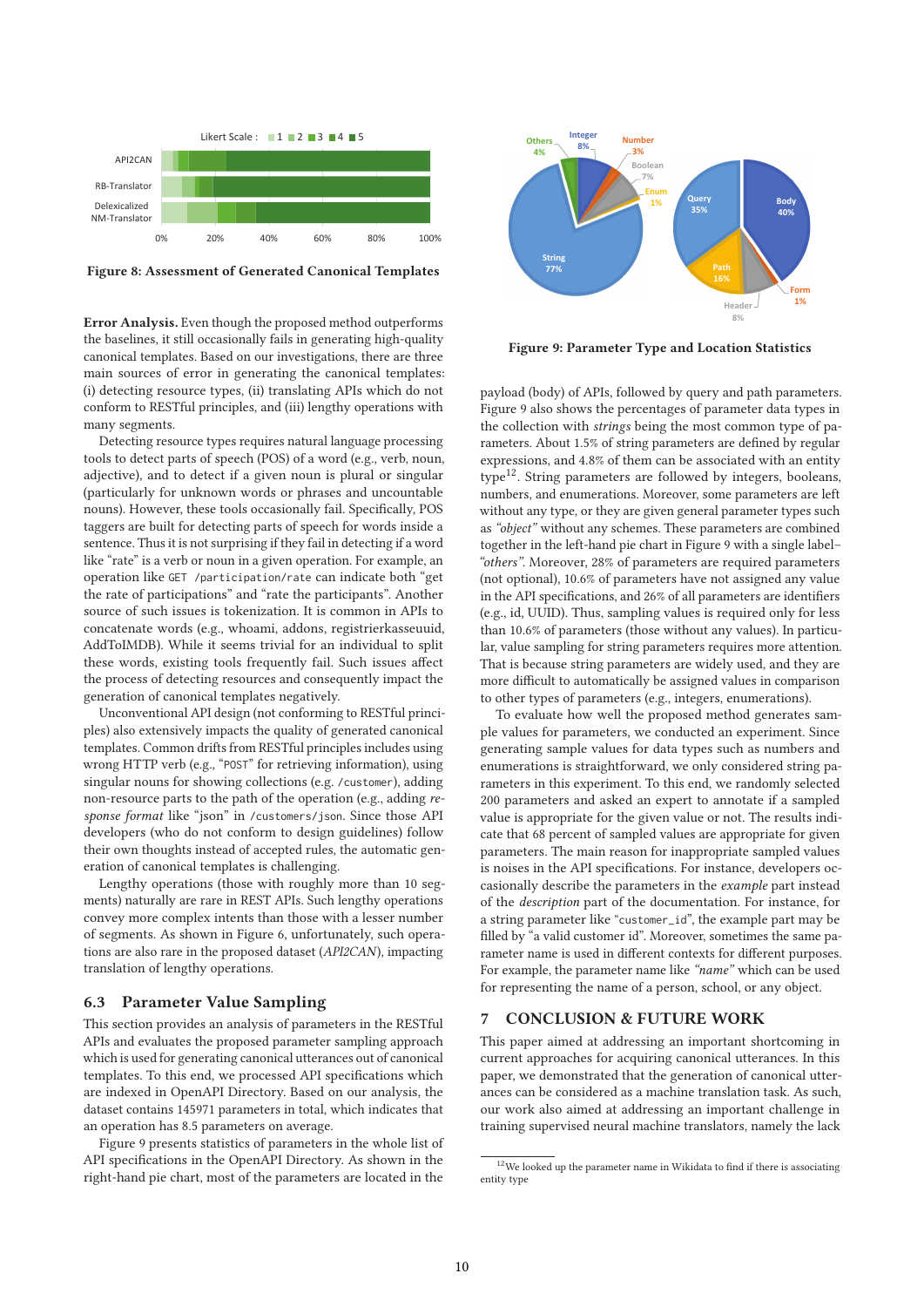Figure 8: Assessment of Generated Canonical Templates

**Error Analysis.** Even though the proposed method outperforms the baselines, it still occasionally fails in generating high-quality canonical templates. Based on our investigations, there are three main sources of error in generating the canonical templates: (i) detecting resource types, (ii) translating APIs which do not conform to RESTful principles, and (iii) lengthy operations with many segments.

Detecting resource types requires natural language processing tools to detect parts of speech (POS) of a word (e.g., verb, noun, adjective), and to detect if a given noun is plural or singular (particularly for unknown words or phrases and uncountable nouns). However, these tools occasionally fail. Specifically, POS taggers are built for detecting parts of speech for words inside a sentence. Thus it is not surprising if they fail in detecting if a word like "rate" is a verb or noun in a given operation. For example, an operation like `GET /participation/rate` can indicate both "get the rate of participations" and "rate the participants". Another source of such issues is tokenization. It is common in APIs to concatenate words (e.g., whoami, addons, registrierkasseuuid, AddToIMDB). While it seems trivial for an individual to split these words, existing tools frequently fail. Such issues affect the process of detecting resources and consequently impact the generation of canonical templates negatively.

Unconventional API design (not conforming to RESTful principles) also extensively impacts the quality of generated canonical templates. Common drifts from RESTful principles includes using wrong HTTP verb (e.g., "`POST`" for retrieving information), using singular nouns for showing collections (e.g. `/customer`), adding non-resource parts to the path of the operation (e.g., adding *response format* like "json" in `/customers/json`. Since those API developers (who do not conform to design guidelines) follow their own thoughts instead of accepted rules, the automatic generation of canonical templates is challenging.

Lengthy operations (those with roughly more than 10 segments) naturally are rare in REST APIs. Such lengthy operations convey more complex intents than those with a lesser number of segments. As shown in Figure 6, unfortunately, such operations are also rare in the proposed dataset (*API2CAN*), impacting translation of lengthy operations.

## 6.3 Parameter Value Sampling

This section provides an analysis of parameters in the RESTful APIs and evaluates the proposed parameter sampling approach which is used for generating canonical utterances out of canonical templates. To this end, we processed API specifications which are indexed in OpenAPI Directory. Based on our analysis, the dataset contains 145971 parameters in total, which indicates that an operation has 8.5 parameters on average.

Figure 9 presents statistics of parameters in the whole list of API specifications in the OpenAPI Directory. As shown in the right-hand pie chart, most of the parameters are located in the payload (body) of APIs, followed by query and path parameters. Figure 9 also shows the percentages of parameter data types in the collection with *strings* being the most common type of parameters. About 1.5% of string parameters are defined by regular expressions, and 4.8% of them can be associated with an entity type[12]. String parameters are followed by integers, booleans, numbers, and enumerations. Moreover, some parameters are left without any type, or they are given general parameter types such as *"object"* without any schemes. These parameters are combined together in the left-hand pie chart in Figure 9 with a single label–*"others"*. Moreover, 28% of parameters are required parameters (not optional), 10.6% of parameters have not assigned any value in the API specifications, and 26% of all parameters are identifiers (e.g., id, UUID). Thus, sampling values is required only for less than 10.6% of parameters (those without any values). In particular, value sampling for string parameters requires more attention. That is because string parameters are widely used, and they are more difficult to automatically be assigned values in comparison to other types of parameters (e.g., integers, enumerations).

Figure 9: Parameter Type and Location Statistics

To evaluate how well the proposed method generates sample values for parameters, we conducted an experiment. Since generating sample values for data types such as numbers and enumerations is straightforward, we only considered string parameters in this experiment. To this end, we randomly selected 200 parameters and asked an expert to annotate if a sampled value is appropriate for the given value or not. The results indicate that 68 percent of sampled values are appropriate for given parameters. The main reason for inappropriate sampled values is noises in the API specifications. For instance, developers occasionally describe the parameters in the *example* part instead of the *description* part of the documentation. For instance, for a string parameter like "`customer_id`", the example part may be filled by "a valid customer id". Moreover, sometimes the same parameter name is used in different contexts for different purposes. For example, the parameter name like *"name"* which can be used for representing the name of a person, school, or any object.

## 7 CONCLUSION & FUTURE WORK

This paper aimed at addressing an important shortcoming in current approaches for acquiring canonical utterances. In this paper, we demonstrated that the generation of canonical utterances can be considered as a machine translation task. As such, our work also aimed at addressing an important challenge in training supervised neural machine translators, namely the lack

[12]We looked up the parameter name in Wikidata to find if there is associating entity type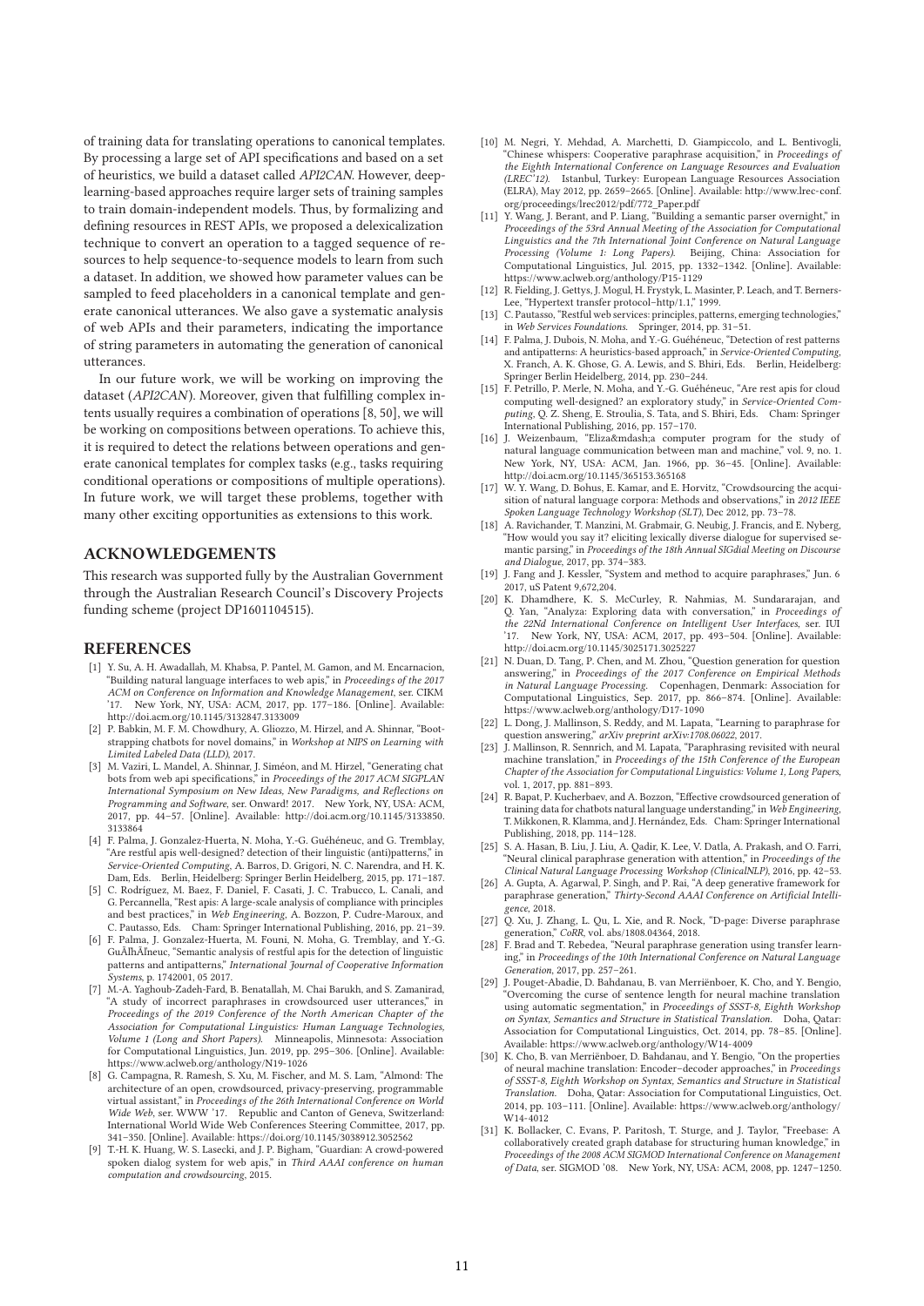of training data for translating operations to canonical templates. By processing a large set of API specifications and based on a set of heuristics, we build a dataset called *API2CAN*. However, deep-learning-based approaches require larger sets of training samples to train domain-independent models. Thus, by formalizing and defining resources in REST APIs, we proposed a delexicalization technique to convert an operation to a tagged sequence of resources to help sequence-to-sequence models to learn from such a dataset. In addition, we showed how parameter values can be sampled to feed placeholders in a canonical template and generate canonical utterances. We also gave a systematic analysis of web APIs and their parameters, indicating the importance of string parameters in automating the generation of canonical utterances.

In our future work, we will be working on improving the dataset (*API2CAN*). Moreover, given that fulfilling complex intents usually requires a combination of operations [8, 50], we will be working on compositions between operations. To achieve this, it is required to detect the relations between operations and generate canonical templates for complex tasks (e.g., tasks requiring conditional operations or compositions of multiple operations). In future work, we will target these problems, together with many other exciting opportunities as extensions to this work.

## ACKNOWLEDGEMENTS

This research was supported fully by the Australian Government through the Australian Research Council's Discovery Projects funding scheme (project DP1601104515).

## REFERENCES

- [1] Y. Su, A. H. Awadallah, M. Khabsa, P. Pantel, M. Gamon, and M. Encarnacion, "Building natural language interfaces to web apis," in *Proceedings of the 2017 ACM on Conference on Information and Knowledge Management*, ser. CIKM '17. New York, NY, USA: ACM, 2017, pp. 177–186. [Online]. Available: http://doi.acm.org/10.1145/3132847.3133009
- [2] P. Babkin, M. F. M. Chowdhury, A. Gliozzo, M. Hirzel, and A. Shinnar, "Bootstrapping chatbots for novel domains," in *Workshop at NIPS on Learning with Limited Labeled Data (LLD)*, 2017.
- [3] M. Vaziri, L. Mandel, A. Shinnar, J. Siméon, and M. Hirzel, "Generating chat bots from web api specifications," in *Proceedings of the 2017 ACM SIGPLAN International Symposium on New Ideas, New Paradigms, and Reflections on Programming and Software*, ser. Onward! 2017. New York, NY, USA: ACM, 2017, pp. 44–57. [Online]. Available: http://doi.acm.org/10.1145/3133850.3133864
- [4] F. Palma, J. Gonzalez-Huerta, N. Moha, Y.-G. Guéhéneuc, and G. Tremblay, "Are restful apis well-designed? detection of their linguistic (anti)patterns," in *Service-Oriented Computing*, A. Barros, D. Grigori, N. C. Narendra, and H. K. Dam, Eds. Berlin, Heidelberg: Springer Berlin Heidelberg, 2015, pp. 171–187.
- [5] C. Rodríguez, M. Baez, F. Daniel, F. Casati, J. C. Trabucco, L. Canali, and G. Percannella, "Rest apis: A large-scale analysis of compliance with principles and best practices," in *Web Engineering*, A. Bozzon, P. Cudre-Maroux, and C. Pautasso, Eds. Cham: Springer International Publishing, 2016, pp. 21–39.
- [6] F. Palma, J. Gonzalez-Huerta, M. Founi, N. Moha, G. Tremblay, and Y.-G. GuÃľhÃľneuc, "Semantic analysis of restful apis for the detection of linguistic patterns and antipatterns," *International Journal of Cooperative Information Systems*, p. 1742001, 05 2017.
- [7] M.-A. Yaghoub-Zadeh-Fard, B. Benatallah, M. Chai Barukh, and S. Zamanirad, "A study of incorrect paraphrases in crowdsourced user utterances," in *Proceedings of the 2019 Conference of the North American Chapter of the Association for Computational Linguistics: Human Language Technologies, Volume 1 (Long and Short Papers)*. Minneapolis, Minnesota: Association for Computational Linguistics, Jun. 2019, pp. 295–306. [Online]. Available: https://www.aclweb.org/anthology/N19-1026
- [8] G. Campagna, R. Ramesh, S. Xu, M. Fischer, and M. S. Lam, "Almond: The architecture of an open, crowdsourced, privacy-preserving, programmable virtual assistant," in *Proceedings of the 26th International Conference on World Wide Web*, ser. WWW '17. Republic and Canton of Geneva, Switzerland: International World Wide Web Conferences Steering Committee, 2017, pp. 341–350. [Online]. Available: https://doi.org/10.1145/3038912.3052562
- [9] T.-H. K. Huang, W. S. Lasecki, and J. P. Bigham, "Guardian: A crowd-powered spoken dialog system for web apis," in *Third AAAI conference on human computation and crowdsourcing*, 2015.
- [10] M. Negri, Y. Mehdad, A. Marchetti, D. Giampiccolo, and L. Bentivogli, "Chinese whispers: Cooperative paraphrase acquisition," in *Proceedings of the Eighth International Conference on Language Resources and Evaluation (LREC'12)*. Istanbul, Turkey: European Language Resources Association (ELRA), May 2012, pp. 2659–2665. [Online]. Available: http://www.lrec-conf.org/proceedings/lrec2012/pdf/772_Paper.pdf
- [11] Y. Wang, J. Berant, and P. Liang, "Building a semantic parser overnight," in *Proceedings of the 53rd Annual Meeting of the Association for Computational Linguistics and the 7th International Joint Conference on Natural Language Processing (Volume 1: Long Papers)*. Beijing, China: Association for Computational Linguistics, Jul. 2015, pp. 1332–1342. [Online]. Available: https://www.aclweb.org/anthology/P15-1129
- [12] R. Fielding, J. Gettys, J. Mogul, H. Frystyk, L. Masinter, P. Leach, and T. Berners-Lee, "Hypertext transfer protocol–http/1.1," 1999.
- [13] C. Pautasso, "Restful web services: principles, patterns, emerging technologies," in *Web Services Foundations*. Springer, 2014, pp. 31–51.
- [14] F. Palma, J. Dubois, N. Moha, and Y.-G. Guéhéneuc, "Detection of rest patterns and antipatterns: A heuristics-based approach," in *Service-Oriented Computing*, X. Franch, A. K. Ghose, G. A. Lewis, and S. Bhiri, Eds. Berlin, Heidelberg: Springer Berlin Heidelberg, 2014, pp. 230–244.
- [15] F. Petrillo, P. Merle, N. Moha, and Y.-G. Guéhéneuc, "Are rest apis for cloud computing well-designed? an exploratory study," in *Service-Oriented Computing*, Q. Z. Sheng, E. Stroulia, S. Tata, and S. Bhiri, Eds. Cham: Springer International Publishing, 2016, pp. 157–170.
- [16] J. Weizenbaum, "Eliza&mdash;a computer program for the study of natural language communication between man and machine," vol. 9, no. 1. New York, NY, USA: ACM, Jan. 1966, pp. 36–45. [Online]. Available: http://doi.acm.org/10.1145/365153.365168
- [17] W. Y. Wang, D. Bohus, E. Kamar, and E. Horvitz, "Crowdsourcing the acquisition of natural language corpora: Methods and observations," in *2012 IEEE Spoken Language Technology Workshop (SLT)*, Dec 2012, pp. 73–78.
- [18] A. Ravichander, T. Manzini, M. Grabmair, G. Neubig, J. Francis, and E. Nyberg, "How would you say it? eliciting lexically diverse dialogue for supervised semantic parsing," in *Proceedings of the 18th Annual SIGdial Meeting on Discourse and Dialogue*, 2017, pp. 374–383.
- [19] J. Fang and J. Kessler, "System and method to acquire paraphrases," Jun. 6 2017, uS Patent 9,672,204.
- [20] K. Dhamdhere, K. S. McCurley, R. Nahmias, M. Sundararajan, and Q. Yan, "Analyza: Exploring data with conversation," in *Proceedings of the 22Nd International Conference on Intelligent User Interfaces*, ser. IUI '17. New York, NY, USA: ACM, 2017, pp. 493–504. [Online]. Available: http://doi.acm.org/10.1145/3025171.3025227
- [21] N. Duan, D. Tang, P. Chen, and M. Zhou, "Question generation for question answering," in *Proceedings of the 2017 Conference on Empirical Methods in Natural Language Processing*. Copenhagen, Denmark: Association for Computational Linguistics, Sep. 2017, pp. 866–874. [Online]. Available: https://www.aclweb.org/anthology/D17-1090
- [22] L. Dong, J. Mallinson, S. Reddy, and M. Lapata, "Learning to paraphrase for question answering," *arXiv preprint arXiv:1708.06022*, 2017.
- [23] J. Mallinson, R. Sennrich, and M. Lapata, "Paraphrasing revisited with neural machine translation," in *Proceedings of the 15th Conference of the European Chapter of the Association for Computational Linguistics: Volume 1, Long Papers*, vol. 1, 2017, pp. 881–893.
- [24] R. Bapat, P. Kucherbaev, and A. Bozzon, "Effective crowdsourced generation of training data for chatbots natural language understanding," in *Web Engineering*, T. Mikkonen, R. Klamma, and J. Hernández, Eds. Cham: Springer International Publishing, 2018, pp. 114–128.
- [25] S. A. Hasan, B. Liu, J. Liu, A. Qadir, K. Lee, V. Datla, A. Prakash, and O. Farri, "Neural clinical paraphrase generation with attention," in *Proceedings of the Clinical Natural Language Processing Workshop (ClinicalNLP)*, 2016, pp. 42–53.
- [26] A. Gupta, A. Agarwal, P. Singh, and P. Rai, "A deep generative framework for paraphrase generation," *Thirty-Second AAAI Conference on Artificial Intelligence*, 2018.
- [27] Q. Xu, J. Zhang, L. Qu, L. Xie, and R. Nock, "D-page: Diverse paraphrase generation," *CoRR*, vol. abs/1808.04364, 2018.
- [28] F. Brad and T. Rebedea, "Neural paraphrase generation using transfer learning," in *Proceedings of the 10th International Conference on Natural Language Generation*, 2017, pp. 257–261.
- [29] J. Pouget-Abadie, D. Bahdanau, B. van Merriënboer, K. Cho, and Y. Bengio, "Overcoming the curse of sentence length for neural machine translation using automatic segmentation," in *Proceedings of SSST-8, Eighth Workshop on Syntax, Semantics and Structure in Statistical Translation*. Doha, Qatar: Association for Computational Linguistics, Oct. 2014, pp. 78–85. [Online]. Available: https://www.aclweb.org/anthology/W14-4009
- [30] K. Cho, B. van Merriënboer, D. Bahdanau, and Y. Bengio, "On the properties of neural machine translation: Encoder–decoder approaches," in *Proceedings of SSST-8, Eighth Workshop on Syntax, Semantics and Structure in Statistical Translation*. Doha, Qatar: Association for Computational Linguistics, Oct. 2014, pp. 103–111. [Online]. Available: https://www.aclweb.org/anthology/W14-4012
- [31] K. Bollacker, C. Evans, P. Paritosh, T. Sturge, and J. Taylor, "Freebase: A collaboratively created graph database for structuring human knowledge," in *Proceedings of the 2008 ACM SIGMOD International Conference on Management of Data*, ser. SIGMOD '08. New York, NY, USA: ACM, 2008, pp. 1247–1250.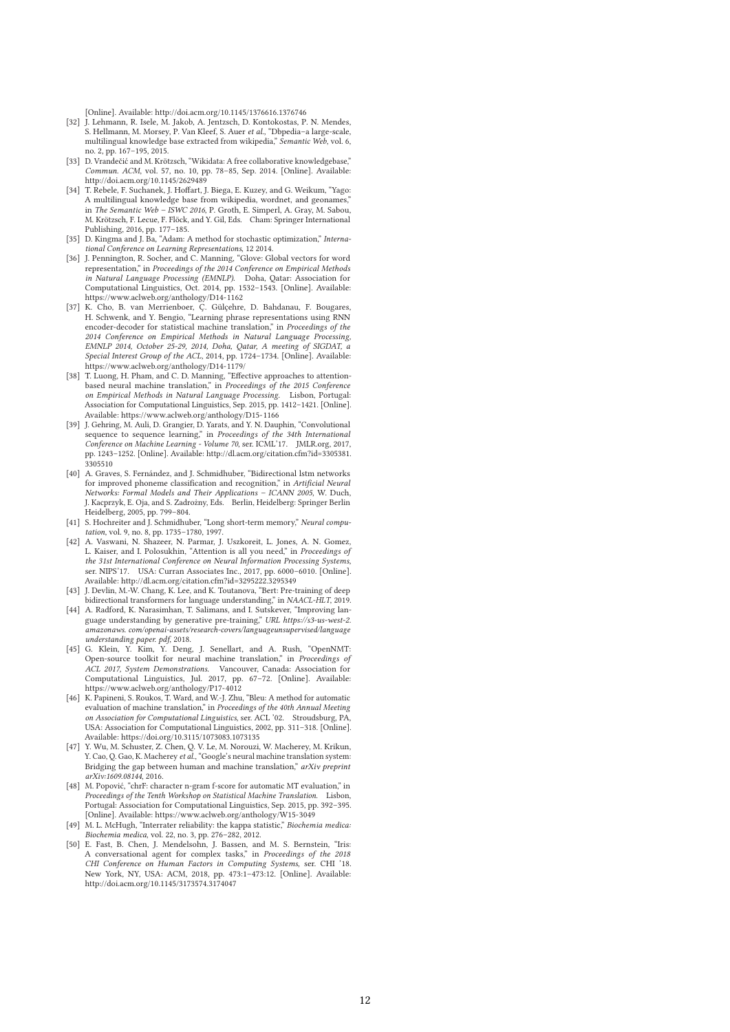[Online]. Available: http://doi.acm.org/10.1145/1376616.1376746

[32] J. Lehmann, R. Isele, M. Jakob, A. Jentzsch, D. Kontokostas, P. N. Mendes, S. Hellmann, M. Morsey, P. Van Kleef, S. Auer *et al.*, "Dbpedia–a large-scale, multilingual knowledge base extracted from wikipedia," *Semantic Web*, vol. 6, no. 2, pp. 167–195, 2015.

[33] D. Vrandečić and M. Krötzsch, "Wikidata: A free collaborative knowledgebase," *Commun. ACM*, vol. 57, no. 10, pp. 78–85, Sep. 2014. [Online]. Available: http://doi.acm.org/10.1145/2629489

[34] T. Rebele, F. Suchanek, J. Hoffart, J. Biega, E. Kuzey, and G. Weikum, "Yago: A multilingual knowledge base from wikipedia, wordnet, and geonames," in *The Semantic Web – ISWC 2016*, P. Groth, E. Simperl, A. Gray, M. Sabou, M. Krötzsch, F. Lecue, F. Flöck, and Y. Gil, Eds. Cham: Springer International Publishing, 2016, pp. 177–185.

[35] D. Kingma and J. Ba, "Adam: A method for stochastic optimization," *International Conference on Learning Representations*, 12 2014.

[36] J. Pennington, R. Socher, and C. Manning, "Glove: Global vectors for word representation," in *Proceedings of the 2014 Conference on Empirical Methods in Natural Language Processing (EMNLP)*. Doha, Qatar: Association for Computational Linguistics, Oct. 2014, pp. 1532–1543. [Online]. Available: https://www.aclweb.org/anthology/D14-1162

[37] K. Cho, B. van Merrienboer, Ç. Gülçehre, D. Bahdanau, F. Bougares, H. Schwenk, and Y. Bengio, "Learning phrase representations using RNN encoder-decoder for statistical machine translation," in *Proceedings of the 2014 Conference on Empirical Methods in Natural Language Processing, EMNLP 2014, October 25-29, 2014, Doha, Qatar, A meeting of SIGDAT, a Special Interest Group of the ACL*, 2014, pp. 1724–1734. [Online]. Available: https://www.aclweb.org/anthology/D14-1179/

[38] T. Luong, H. Pham, and C. D. Manning, "Effective approaches to attention-based neural machine translation," in *Proceedings of the 2015 Conference on Empirical Methods in Natural Language Processing*. Lisbon, Portugal: Association for Computational Linguistics, Sep. 2015, pp. 1412–1421. [Online]. Available: https://www.aclweb.org/anthology/D15-1166

[39] J. Gehring, M. Auli, D. Grangier, D. Yarats, and Y. N. Dauphin, "Convolutional sequence to sequence learning," in *Proceedings of the 34th International Conference on Machine Learning - Volume 70*, ser. ICML'17. JMLR.org, 2017, pp. 1243–1252. [Online]. Available: http://dl.acm.org/citation.cfm?id=3305381.3305510

[40] A. Graves, S. Fernández, and J. Schmidhuber, "Bidirectional lstm networks for improved phoneme classification and recognition," in *Artificial Neural Networks: Formal Models and Their Applications – ICANN 2005*, W. Duch, J. Kacprzyk, E. Oja, and S. Zadrożny, Eds. Berlin, Heidelberg: Springer Berlin Heidelberg, 2005, pp. 799–804.

[41] S. Hochreiter and J. Schmidhuber, "Long short-term memory," *Neural computation*, vol. 9, no. 8, pp. 1735–1780, 1997.

[42] A. Vaswani, N. Shazeer, N. Parmar, J. Uszkoreit, L. Jones, A. N. Gomez, L. Kaiser, and I. Polosukhin, "Attention is all you need," in *Proceedings of the 31st International Conference on Neural Information Processing Systems*, ser. NIPS'17. USA: Curran Associates Inc., 2017, pp. 6000–6010. [Online]. Available: http://dl.acm.org/citation.cfm?id=3295222.3295349

[43] J. Devlin, M.-W. Chang, K. Lee, and K. Toutanova, "Bert: Pre-training of deep bidirectional transformers for language understanding," in *NAACL-HLT*, 2019.

[44] A. Radford, K. Narasimhan, T. Salimans, and I. Sutskever, "Improving language understanding by generative pre-training," *URL https://s3-us-west-2. amazonaws. com/openai-assets/research-covers/languageunsupervised/language understanding paper. pdf*, 2018.

[45] G. Klein, Y. Kim, Y. Deng, J. Senellart, and A. Rush, "OpenNMT: Open-source toolkit for neural machine translation," in *Proceedings of ACL 2017, System Demonstrations*. Vancouver, Canada: Association for Computational Linguistics, Jul. 2017, pp. 67–72. [Online]. Available: https://www.aclweb.org/anthology/P17-4012

[46] K. Papineni, S. Roukos, T. Ward, and W.-J. Zhu, "Bleu: A method for automatic evaluation of machine translation," in *Proceedings of the 40th Annual Meeting on Association for Computational Linguistics*, ser. ACL '02. Stroudsburg, PA, USA: Association for Computational Linguistics, 2002, pp. 311–318. [Online]. Available: https://doi.org/10.3115/1073083.1073135

[47] Y. Wu, M. Schuster, Z. Chen, Q. V. Le, M. Norouzi, W. Macherey, M. Krikun, Y. Cao, Q. Gao, K. Macherey *et al.*, "Google's neural machine translation system: Bridging the gap between human and machine translation," *arXiv preprint arXiv:1609.08144*, 2016.

[48] M. Popović, "chrF: character n-gram f-score for automatic MT evaluation," in *Proceedings of the Tenth Workshop on Statistical Machine Translation*. Lisbon, Portugal: Association for Computational Linguistics, Sep. 2015, pp. 392–395. [Online]. Available: https://www.aclweb.org/anthology/W15-3049

[49] M. L. McHugh, "Interrater reliability: the kappa statistic," *Biochemia medica: Biochemia medica*, vol. 22, no. 3, pp. 276–282, 2012.

[50] E. Fast, B. Chen, J. Mendelsohn, J. Bassen, and M. S. Bernstein, "Iris: A conversational agent for complex tasks," in *Proceedings of the 2018 CHI Conference on Human Factors in Computing Systems*, ser. CHI '18. New York, NY, USA: ACM, 2018, pp. 473:1–473:12. [Online]. Available: http://doi.acm.org/10.1145/3173574.3174047